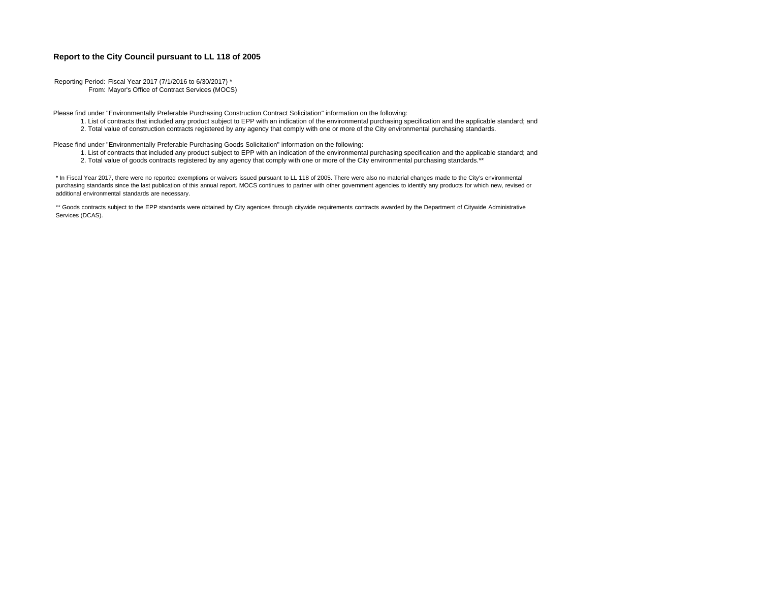**Report to the City Council pursuant to LL 118 of 2005**

Reporting Period: Fiscal Year 2017 (7/1/2016 to 6/30/2017) *
From: Mayor's Office of Contract Services (MOCS)

Please find under "Environmentally Preferable Purchasing Construction Contract Solicitation" information on the following:

1. List of contracts that included any product subject to EPP with an indication of the environmental purchasing specification and the applicable standard; and
2. Total value of construction contracts registered by any agency that comply with one or more of the City environmental purchasing standards.

Please find under "Environmentally Preferable Purchasing Goods Solicitation" information on the following:

1. List of contracts that included any product subject to EPP with an indication of the environmental purchasing specification and the applicable standard; and
2. Total value of goods contracts registered by any agency that comply with one or more of the City environmental purchasing standards.**

* In Fiscal Year 2017, there were no reported exemptions or waivers issued pursuant to LL 118 of 2005. There were also no material changes made to the City's environmental purchasing standards since the last publication of this annual report. MOCS continues to partner with other government agencies to identify any products for which new, revised or additional environmental standards are necessary.

** Goods contracts subject to the EPP standards were obtained by City agenices through citywide requirements contracts awarded by the Department of Citywide Administrative Services (DCAS).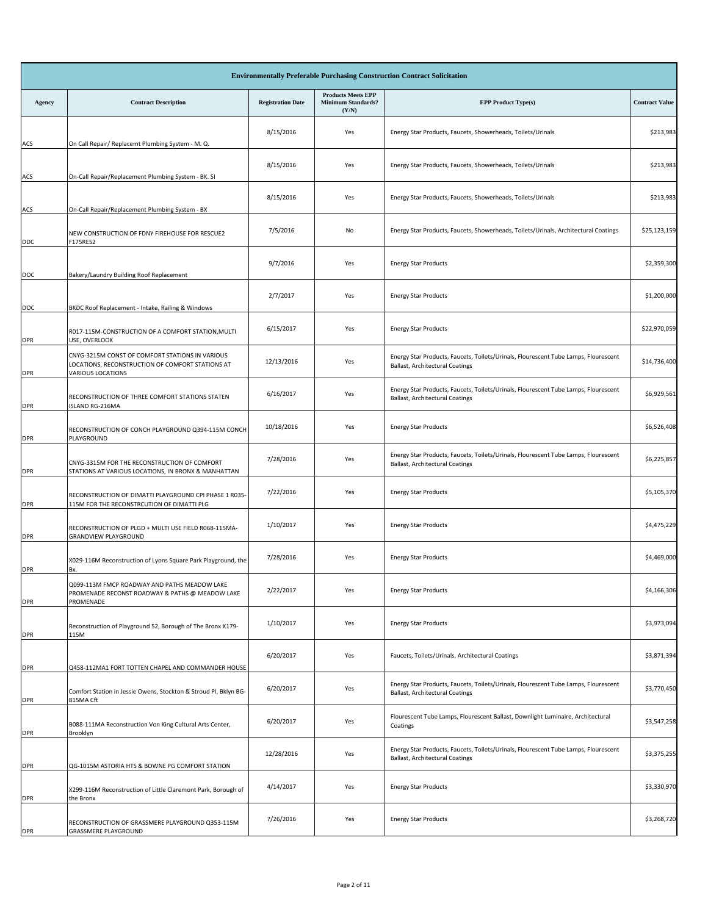| Environmentally Preferable Purchasing Construction Contract Solicitation | | | | | |
|---|---|---|---|---|---|
| **Agency** | **Contract Description** | **Registration Date** | **Products Meets EPP Minimum Standards? (Y/N)** | **EPP Product Type(s)** | **Contract Value** |
| ACS | On Call Repair/ Replacemt Plumbing System - M. Q. | 8/15/2016 | Yes | Energy Star Products, Faucets, Showerheads, Toilets/Urinals | $213,983 |
| ACS | On-Call Repair/Replacement Plumbing System - BK. SI | 8/15/2016 | Yes | Energy Star Products, Faucets, Showerheads, Toilets/Urinals | $213,983 |
| ACS | On-Call Repair/Replacement Plumbing System - BX | 8/15/2016 | Yes | Energy Star Products, Faucets, Showerheads, Toilets/Urinals | $213,983 |
| DDC | NEW CONSTRUCTION OF FDNY FIREHOUSE FOR RESCUE2 F175RES2 | 7/5/2016 | No | Energy Star Products, Faucets, Showerheads, Toilets/Urinals, Architectural Coatings | $25,123,159 |
| DOC | Bakery/Laundry Building Roof Replacement | 9/7/2016 | Yes | Energy Star Products | $2,359,300 |
| DOC | BKDC Roof Replacement - Intake, Railing & Windows | 2/7/2017 | Yes | Energy Star Products | $1,200,000 |
| DPR | R017-115M-CONSTRUCTION OF A COMFORT STATION,MULTI USE, OVERLOOK | 6/15/2017 | Yes | Energy Star Products | $22,970,059 |
| DPR | CNYG-3215M CONST OF COMFORT STATIONS IN VARIOUS LOCATIONS, RECONSTRUCTION OF COMFORT STATIONS AT VARIOUS LOCATIONS | 12/13/2016 | Yes | Energy Star Products, Faucets, Toilets/Urinals, Flourescent Tube Lamps, Flourescent Ballast, Architectural Coatings | $14,736,400 |
| DPR | RECONSTRUCTION OF THREE COMFORT STATIONS STATEN ISLAND RG-216MA | 6/16/2017 | Yes | Energy Star Products, Faucets, Toilets/Urinals, Flourescent Tube Lamps, Flourescent Ballast, Architectural Coatings | $6,929,561 |
| DPR | RECONSTRUCTION OF CONCH PLAYGROUND Q394-115M CONCH PLAYGROUND | 10/18/2016 | Yes | Energy Star Products | $6,526,408 |
| DPR | CNYG-3315M FOR THE RECONSTRUCTION OF COMFORT STATIONS AT VARIOUS LOCATIONS, IN BRONX & MANHATTAN | 7/28/2016 | Yes | Energy Star Products, Faucets, Toilets/Urinals, Flourescent Tube Lamps, Flourescent Ballast, Architectural Coatings | $6,225,857 |
| DPR | RECONSTRUCTION OF DIMATTI PLAYGROUND CPI PHASE 1 R035-115M FOR THE RECONSTRCUTION OF DIMATTI PLG | 7/22/2016 | Yes | Energy Star Products | $5,105,370 |
| DPR | RECONSTRUCTION OF PLGD + MULTI USE FIELD R068-115MA-GRANDVIEW PLAYGROUND | 1/10/2017 | Yes | Energy Star Products | $4,475,229 |
| DPR | X029-116M Reconstruction of Lyons Square Park Playground, the Bx. | 7/28/2016 | Yes | Energy Star Products | $4,469,000 |
| DPR | Q099-113M FMCP ROADWAY AND PATHS MEADOW LAKE PROMENADE RECONST ROADWAY & PATHS @ MEADOW LAKE PROMENADE | 2/22/2017 | Yes | Energy Star Products | $4,166,306 |
| DPR | Reconstruction of Playground 52, Borough of The Bronx X179-115M | 1/10/2017 | Yes | Energy Star Products | $3,973,094 |
| DPR | Q458-112MA1 FORT TOTTEN CHAPEL AND COMMANDER HOUSE | 6/20/2017 | Yes | Faucets, Toilets/Urinals, Architectural Coatings | $3,871,394 |
| DPR | Comfort Station in Jessie Owens, Stockton & Stroud Pl, Bklyn BG-815MA Cft | 6/20/2017 | Yes | Energy Star Products, Faucets, Toilets/Urinals, Flourescent Tube Lamps, Flourescent Ballast, Architectural Coatings | $3,770,450 |
| DPR | B088-111MA Reconstruction Von King Cultural Arts Center, Brooklyn | 6/20/2017 | Yes | Flourescent Tube Lamps, Flourescent Ballast, Downlight Luminaire, Architectural Coatings | $3,547,258 |
| DPR | QG-1015M ASTORIA HTS & BOWNE PG COMFORT STATION | 12/28/2016 | Yes | Energy Star Products, Faucets, Toilets/Urinals, Flourescent Tube Lamps, Flourescent Ballast, Architectural Coatings | $3,375,255 |
| DPR | X299-116M Reconstruction of Little Claremont Park, Borough of the Bronx | 4/14/2017 | Yes | Energy Star Products | $3,330,970 |
| DPR | RECONSTRUCTION OF GRASSMERE PLAYGROUND Q353-115M GRASSMERE PLAYGROUND | 7/26/2016 | Yes | Energy Star Products | $3,268,720 |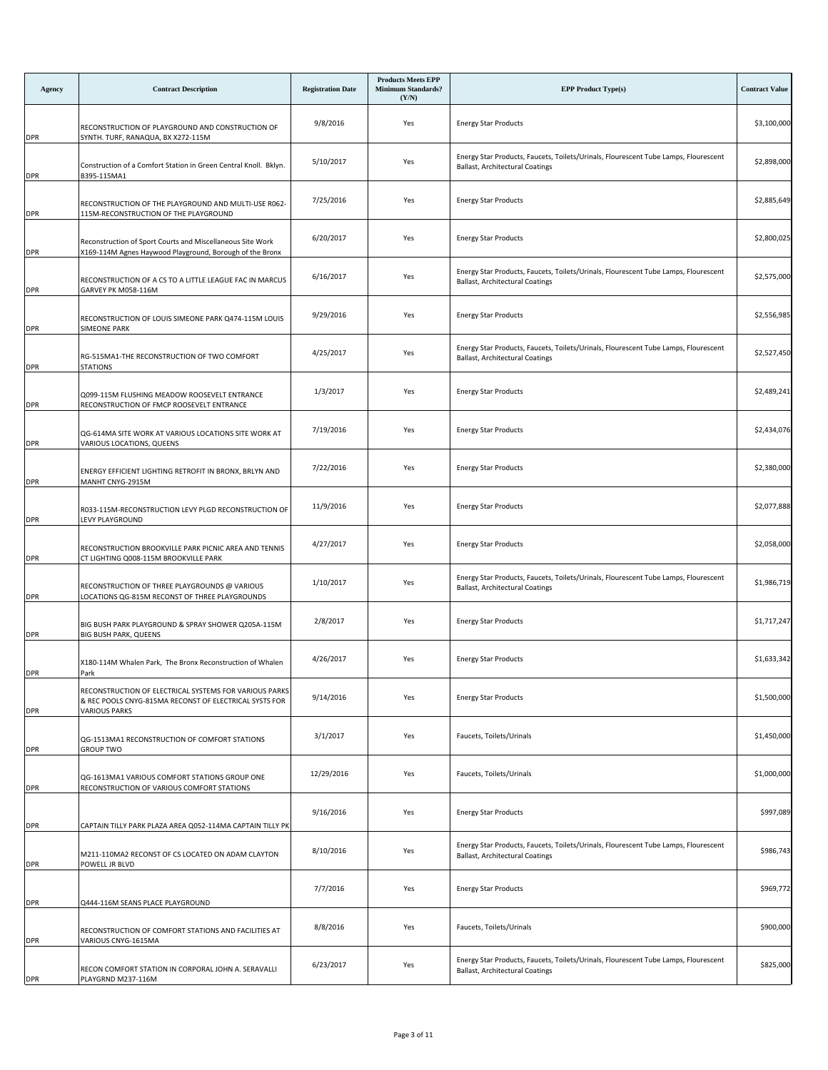| Agency | Contract Description | Registration Date | Products Meets EPP Minimum Standards? (Y/N) | EPP Product Type(s) | Contract Value |
|---|---|---|---|---|---|
| DPR | RECONSTRUCTION OF PLAYGROUND AND CONSTRUCTION OF SYNTH. TURF, RANAQUA, BX X272-115M | 9/8/2016 | Yes | Energy Star Products | $3,100,000 |
| DPR | Construction of a Comfort Station in Green Central Knoll. Bklyn. B395-115MA1 | 5/10/2017 | Yes | Energy Star Products, Faucets, Toilets/Urinals, Flourescent Tube Lamps, Flourescent Ballast, Architectural Coatings | $2,898,000 |
| DPR | RECONSTRUCTION OF THE PLAYGROUND AND MULTI-USE R062-115M-RECONSTRUCTION OF THE PLAYGROUND | 7/25/2016 | Yes | Energy Star Products | $2,885,649 |
| DPR | Reconstruction of Sport Courts and Miscellaneous Site Work X169-114M Agnes Haywood Playground, Borough of the Bronx | 6/20/2017 | Yes | Energy Star Products | $2,800,025 |
| DPR | RECONSTRUCTION OF A CS TO A LITTLE LEAGUE FAC IN MARCUS GARVEY PK M058-116M | 6/16/2017 | Yes | Energy Star Products, Faucets, Toilets/Urinals, Flourescent Tube Lamps, Flourescent Ballast, Architectural Coatings | $2,575,000 |
| DPR | RECONSTRUCTION OF LOUIS SIMEONE PARK Q474-115M LOUIS SIMEONE PARK | 9/29/2016 | Yes | Energy Star Products | $2,556,985 |
| DPR | RG-515MA1-THE RECONSTRUCTION OF TWO COMFORT STATIONS | 4/25/2017 | Yes | Energy Star Products, Faucets, Toilets/Urinals, Flourescent Tube Lamps, Flourescent Ballast, Architectural Coatings | $2,527,450 |
| DPR | Q099-115M FLUSHING MEADOW ROOSEVELT ENTRANCE RECONSTRUCTION OF FMCP ROOSEVELT ENTRANCE | 1/3/2017 | Yes | Energy Star Products | $2,489,241 |
| DPR | QG-614MA SITE WORK AT VARIOUS LOCATIONS SITE WORK AT VARIOUS LOCATIONS, QUEENS | 7/19/2016 | Yes | Energy Star Products | $2,434,076 |
| DPR | ENERGY EFFICIENT LIGHTING RETROFIT IN BRONX, BRLYN AND MANHT CNYG-2915M | 7/22/2016 | Yes | Energy Star Products | $2,380,000 |
| DPR | R033-115M-RECONSTRUCTION LEVY PLGD RECONSTRUCTION OF LEVY PLAYGROUND | 11/9/2016 | Yes | Energy Star Products | $2,077,888 |
| DPR | RECONSTRUCTION BROOKVILLE PARK PICNIC AREA AND TENNIS CT LIGHTING Q008-115M BROOKVILLE PARK | 4/27/2017 | Yes | Energy Star Products | $2,058,000 |
| DPR | RECONSTRUCTION OF THREE PLAYGROUNDS @ VARIOUS LOCATIONS QG-815M RECONST OF THREE PLAYGROUNDS | 1/10/2017 | Yes | Energy Star Products, Faucets, Toilets/Urinals, Flourescent Tube Lamps, Flourescent Ballast, Architectural Coatings | $1,986,719 |
| DPR | BIG BUSH PARK PLAYGROUND & SPRAY SHOWER Q205A-115M BIG BUSH PARK, QUEENS | 2/8/2017 | Yes | Energy Star Products | $1,717,247 |
| DPR | X180-114M Whalen Park, The Bronx Reconstruction of Whalen Park | 4/26/2017 | Yes | Energy Star Products | $1,633,342 |
| DPR | RECONSTRUCTION OF ELECTRICAL SYSTEMS FOR VARIOUS PARKS & REC POOLS CNYG-815MA RECONST OF ELECTRICAL SYSTS FOR VARIOUS PARKS | 9/14/2016 | Yes | Energy Star Products | $1,500,000 |
| DPR | QG-1513MA1 RECONSTRUCTION OF COMFORT STATIONS GROUP TWO | 3/1/2017 | Yes | Faucets, Toilets/Urinals | $1,450,000 |
| DPR | QG-1613MA1 VARIOUS COMFORT STATIONS GROUP ONE RECONSTRUCTION OF VARIOUS COMFORT STATIONS | 12/29/2016 | Yes | Faucets, Toilets/Urinals | $1,000,000 |
| DPR | CAPTAIN TILLY PARK PLAZA AREA Q052-114MA CAPTAIN TILLY PK | 9/16/2016 | Yes | Energy Star Products | $997,089 |
| DPR | M211-110MA2 RECONST OF CS LOCATED ON ADAM CLAYTON POWELL JR BLVD | 8/10/2016 | Yes | Energy Star Products, Faucets, Toilets/Urinals, Flourescent Tube Lamps, Flourescent Ballast, Architectural Coatings | $986,743 |
| DPR | Q444-116M SEANS PLACE PLAYGROUND | 7/7/2016 | Yes | Energy Star Products | $969,772 |
| DPR | RECONSTRUCTION OF COMFORT STATIONS AND FACILITIES AT VARIOUS CNYG-1615MA | 8/8/2016 | Yes | Faucets, Toilets/Urinals | $900,000 |
| DPR | RECON COMFORT STATION IN CORPORAL JOHN A. SERAVALLI PLAYGRND M237-116M | 6/23/2017 | Yes | Energy Star Products, Faucets, Toilets/Urinals, Flourescent Tube Lamps, Flourescent Ballast, Architectural Coatings | $825,000 |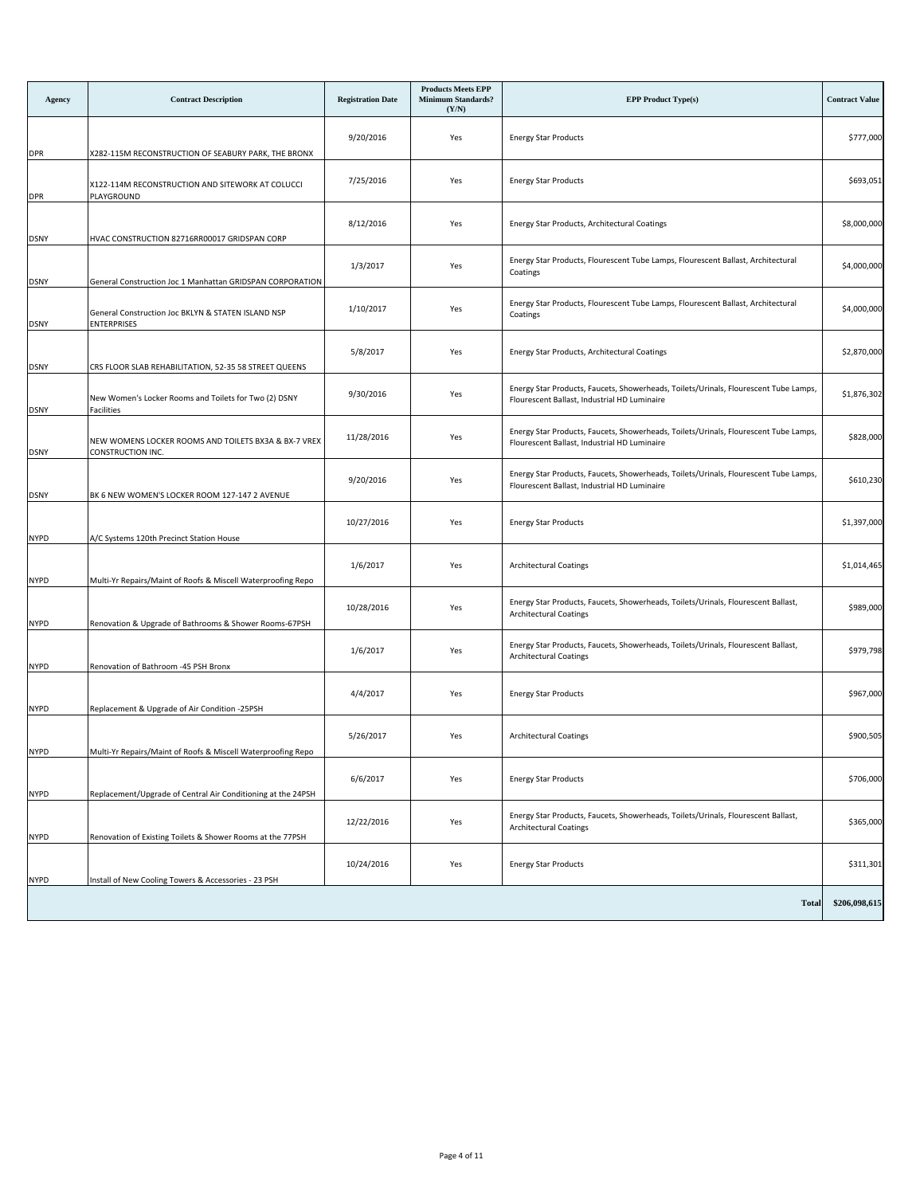| Agency | Contract Description | Registration Date | Products Meets EPP Minimum Standards? (Y/N) | EPP Product Type(s) | Contract Value |
|---|---|---|---|---|---|
| DPR | X282-115M RECONSTRUCTION OF SEABURY PARK, THE BRONX | 9/20/2016 | Yes | Energy Star Products | $777,000 |
| DPR | X122-114M RECONSTRUCTION AND SITEWORK AT COLUCCI PLAYGROUND | 7/25/2016 | Yes | Energy Star Products | $693,051 |
| DSNY | HVAC CONSTRUCTION 82716RR00017 GRIDSPAN CORP | 8/12/2016 | Yes | Energy Star Products, Architectural Coatings | $8,000,000 |
| DSNY | General Construction Joc 1 Manhattan GRIDSPAN CORPORATION | 1/3/2017 | Yes | Energy Star Products, Flourescent Tube Lamps, Flourescent Ballast, Architectural Coatings | $4,000,000 |
| DSNY | General Construction Joc BKLYN & STATEN ISLAND NSP ENTERPRISES | 1/10/2017 | Yes | Energy Star Products, Flourescent Tube Lamps, Flourescent Ballast, Architectural Coatings | $4,000,000 |
| DSNY | CRS FLOOR SLAB REHABILITATION, 52-35 58 STREET QUEENS | 5/8/2017 | Yes | Energy Star Products, Architectural Coatings | $2,870,000 |
| DSNY | New Women's Locker Rooms and Toilets for Two (2) DSNY Facilities | 9/30/2016 | Yes | Energy Star Products, Faucets, Showerheads, Toilets/Urinals, Flourescent Tube Lamps, Flourescent Ballast, Industrial HD Luminaire | $1,876,302 |
| DSNY | NEW WOMENS LOCKER ROOMS AND TOILETS BX3A & BX-7 VREX CONSTRUCTION INC. | 11/28/2016 | Yes | Energy Star Products, Faucets, Showerheads, Toilets/Urinals, Flourescent Tube Lamps, Flourescent Ballast, Industrial HD Luminaire | $828,000 |
| DSNY | BK 6 NEW WOMEN'S LOCKER ROOM 127-147 2 AVENUE | 9/20/2016 | Yes | Energy Star Products, Faucets, Showerheads, Toilets/Urinals, Flourescent Tube Lamps, Flourescent Ballast, Industrial HD Luminaire | $610,230 |
| NYPD | A/C Systems 120th Precinct Station House | 10/27/2016 | Yes | Energy Star Products | $1,397,000 |
| NYPD | Multi-Yr Repairs/Maint of Roofs & Miscell Waterproofing Repo | 1/6/2017 | Yes | Architectural Coatings | $1,014,465 |
| NYPD | Renovation & Upgrade of Bathrooms & Shower Rooms-67PSH | 10/28/2016 | Yes | Energy Star Products, Faucets, Showerheads, Toilets/Urinals, Flourescent Ballast, Architectural Coatings | $989,000 |
| NYPD | Renovation of Bathroom -45 PSH Bronx | 1/6/2017 | Yes | Energy Star Products, Faucets, Showerheads, Toilets/Urinals, Flourescent Ballast, Architectural Coatings | $979,798 |
| NYPD | Replacement & Upgrade of Air Condition -25PSH | 4/4/2017 | Yes | Energy Star Products | $967,000 |
| NYPD | Multi-Yr Repairs/Maint of Roofs & Miscell Waterproofing Repo | 5/26/2017 | Yes | Architectural Coatings | $900,505 |
| NYPD | Replacement/Upgrade of Central Air Conditioning at the 24PSH | 6/6/2017 | Yes | Energy Star Products | $706,000 |
| NYPD | Renovation of Existing Toilets & Shower Rooms at the 77PSH | 12/22/2016 | Yes | Energy Star Products, Faucets, Showerheads, Toilets/Urinals, Flourescent Ballast, Architectural Coatings | $365,000 |
| NYPD | Install of New Cooling Towers & Accessories - 23 PSH | 10/24/2016 | Yes | Energy Star Products | $311,301 |
| | | | | **Total** | **$206,098,615** |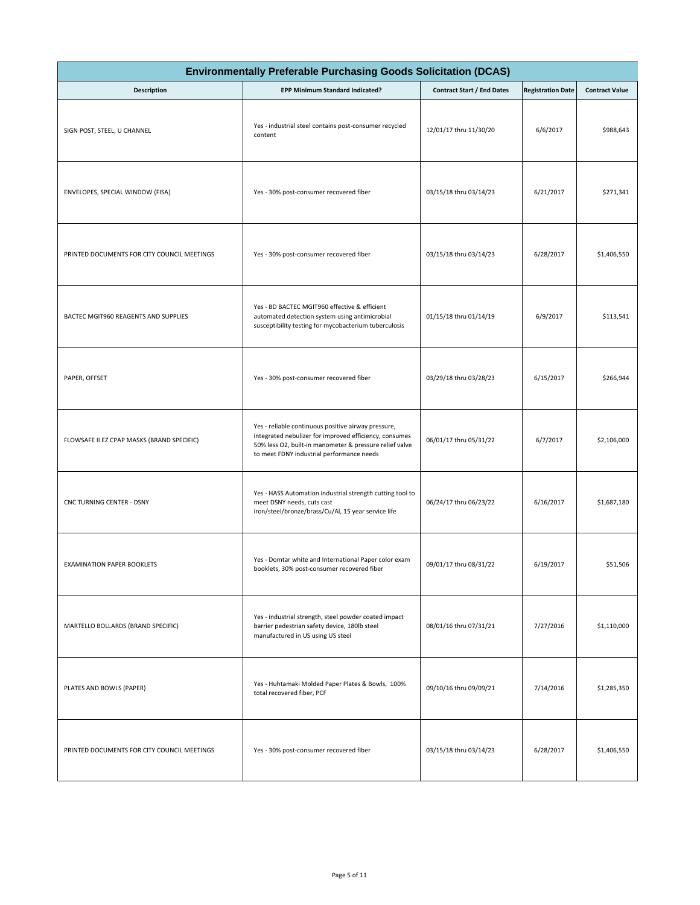| Environmentally Preferable Purchasing Goods Solicitation (DCAS) | | | | |
|---|---|---|---|---|
| **Description** | **EPP Minimum Standard Indicated?** | **Contract Start / End Dates** | **Registration Date** | **Contract Value** |
| SIGN POST, STEEL, U CHANNEL | Yes - industrial steel contains post-consumer recycled content | 12/01/17 thru 11/30/20 | 6/6/2017 | $988,643 |
| ENVELOPES, SPECIAL WINDOW (FISA) | Yes - 30% post-consumer recovered fiber | 03/15/18 thru 03/14/23 | 6/21/2017 | $271,341 |
| PRINTED DOCUMENTS FOR CITY COUNCIL MEETINGS | Yes - 30% post-consumer recovered fiber | 03/15/18 thru 03/14/23 | 6/28/2017 | $1,406,550 |
| BACTEC MGIT960 REAGENTS AND SUPPLIES | Yes - BD BACTEC MGIT960 effective & efficient automated detection system using antimicrobial susceptibility testing for mycobacterium tuberculosis | 01/15/18 thru 01/14/19 | 6/9/2017 | $113,541 |
| PAPER, OFFSET | Yes - 30% post-consumer recovered fiber | 03/29/18 thru 03/28/23 | 6/15/2017 | $266,944 |
| FLOWSAFE II EZ CPAP MASKS (BRAND SPECIFIC) | Yes - reliable continuous positive airway pressure, integrated nebulizer for improved efficiency, consumes 50% less O2, built-in manometer & pressure relief valve to meet FDNY industrial performance needs | 06/01/17 thru 05/31/22 | 6/7/2017 | $2,106,000 |
| CNC TURNING CENTER - DSNY | Yes - HASS Automation industrial strength cutting tool to meet DSNY needs, cuts cast iron/steel/bronze/brass/Cu/Al, 15 year service life | 06/24/17 thru 06/23/22 | 6/16/2017 | $1,687,180 |
| EXAMINATION PAPER BOOKLETS | Yes - Domtar white and International Paper color exam booklets, 30% post-consumer recovered fiber | 09/01/17 thru 08/31/22 | 6/19/2017 | $51,506 |
| MARTELLO BOLLARDS (BRAND SPECIFIC) | Yes - industrial strength, steel powder coated impact barrier pedestrian safety device, 180lb steel manufactured in US using US steel | 08/01/16 thru 07/31/21 | 7/27/2016 | $1,110,000 |
| PLATES AND BOWLS (PAPER) | Yes - Huhtamaki Molded Paper Plates & Bowls, 100% total recovered fiber, PCF | 09/10/16 thru 09/09/21 | 7/14/2016 | $1,285,350 |
| PRINTED DOCUMENTS FOR CITY COUNCIL MEETINGS | Yes - 30% post-consumer recovered fiber | 03/15/18 thru 03/14/23 | 6/28/2017 | $1,406,550 |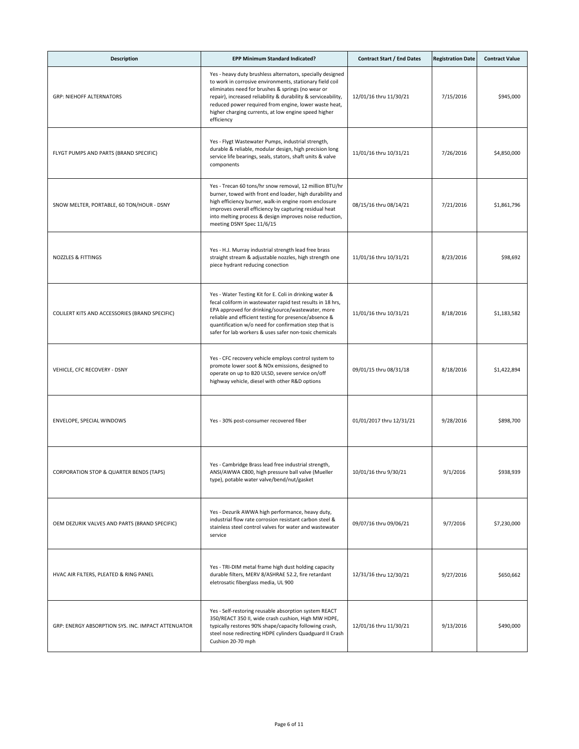| Description | EPP Minimum Standard Indicated? | Contract Start / End Dates | Registration Date | Contract Value |
|---|---|---|---|---|
| GRP: NIEHOFF ALTERNATORS | Yes - heavy duty brushless alternators, specially designed to work in corrosive environments, stationary field coil eliminates need for brushes & springs (no wear or repair), increased reliability & durability & serviceability, reduced power required from engine, lower waste heat, higher charging currents, at low engine speed higher efficiency | 12/01/16 thru 11/30/21 | 7/15/2016 | $945,000 |
| FLYGT PUMPS AND PARTS (BRAND SPECIFIC) | Yes - Flygt Wastewater Pumps, industrial strength, durable & reliable, modular design, high precision long service life bearings, seals, stators, shaft units & valve components | 11/01/16 thru 10/31/21 | 7/26/2016 | $4,850,000 |
| SNOW MELTER, PORTABLE, 60 TON/HOUR - DSNY | Yes - Trecan 60 tons/hr snow removal, 12 million BTU/hr burner, towed with front end loader, high durability and high efficiency burner, walk-in engine room enclosure improves overall efficiency by capturing residual heat into melting process & design improves noise reduction, meeting DSNY Spec 11/6/15 | 08/15/16 thru 08/14/21 | 7/21/2016 | $1,861,796 |
| NOZZLES & FITTINGS | Yes - H.J. Murray industrial strength lead free brass straight stream & adjustable nozzles, high strength one piece hydrant reducing conection | 11/01/16 thru 10/31/21 | 8/23/2016 | $98,692 |
| COLILERT KITS AND ACCESSORIES (BRAND SPECIFIC) | Yes - Water Testing Kit for E. Coli in drinking water & fecal coliform in wastewater rapid test results in 18 hrs, EPA approved for drinking/source/wastewater, more reliable and efficient testing for presence/absence & quantification w/o need for confirmation step that is safer for lab workers & uses safer non-toxic chemicals | 11/01/16 thru 10/31/21 | 8/18/2016 | $1,183,582 |
| VEHICLE, CFC RECOVERY - DSNY | Yes - CFC recovery vehicle employs control system to promote lower soot & NOx emissions, designed to operate on up to B20 ULSD, severe service on/off highway vehicle, diesel with other R&D options | 09/01/15 thru 08/31/18 | 8/18/2016 | $1,422,894 |
| ENVELOPE, SPECIAL WINDOWS | Yes - 30% post-consumer recovered fiber | 01/01/2017 thru 12/31/21 | 9/28/2016 | $898,700 |
| CORPORATION STOP & QUARTER BENDS (TAPS) | Yes - Cambridge Brass lead free industrial strength, ANSI/AWWA C800, high pressure ball valve (Mueller type), potable water valve/bend/nut/gasket | 10/01/16 thru 9/30/21 | 9/1/2016 | $938,939 |
| OEM DEZURIK VALVES AND PARTS (BRAND SPECIFIC) | Yes - Dezurik AWWA high performance, heavy duty, industrial flow rate corrosion resistant carbon steel & stainless steel control valves for water and wastewater service | 09/07/16 thru 09/06/21 | 9/7/2016 | $7,230,000 |
| HVAC AIR FILTERS, PLEATED & RING PANEL | Yes - TRI-DIM metal frame high dust holding capacity durable filters, MERV 8/ASHRAE 52.2, fire retardant eletrosatic fiberglass media, UL 900 | 12/31/16 thru 12/30/21 | 9/27/2016 | $650,662 |
| GRP: ENERGY ABSORPTION SYS. INC. IMPACT ATTENUATOR | Yes - Self-restoring reusable absorption system REACT 350/REACT 350 II, wide crash cushion, High MW HDPE, typically restores 90% shape/capacity following crash, steel nose redirecting HDPE cylinders Quadguard II Crash Cushion 20-70 mph | 12/01/16 thru 11/30/21 | 9/13/2016 | $490,000 |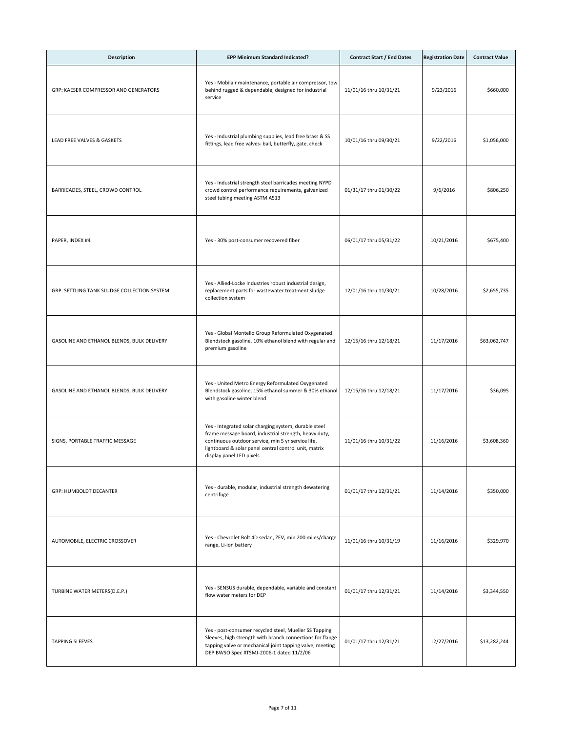| Description | EPP Minimum Standard Indicated? | Contract Start / End Dates | Registration Date | Contract Value |
|---|---|---|---|---|
| GRP: KAESER COMPRESSOR AND GENERATORS | Yes - Mobilair maintenance, portable air compressor, tow behind rugged & dependable, designed for industrial service | 11/01/16 thru 10/31/21 | 9/23/2016 | $660,000 |
| LEAD FREE VALVES & GASKETS | Yes - Industrial plumbing supplies, lead free brass & SS fittings, lead free valves- ball, butterfly, gate, check | 10/01/16 thru 09/30/21 | 9/22/2016 | $1,056,000 |
| BARRICADES, STEEL, CROWD CONTROL | Yes - Industrial strength steel barricades meeting NYPD crowd control performance requirements, galvanized steel tubing meeting ASTM A513 | 01/31/17 thru 01/30/22 | 9/6/2016 | $806,250 |
| PAPER, INDEX #4 | Yes - 30% post-consumer recovered fiber | 06/01/17 thru 05/31/22 | 10/21/2016 | $675,400 |
| GRP: SETTLING TANK SLUDGE COLLECTION SYSTEM | Yes - Allied-Locke Industries robust industrial design, replacement parts for wastewater treatment sludge collection system | 12/01/16 thru 11/30/21 | 10/28/2016 | $2,655,735 |
| GASOLINE AND ETHANOL BLENDS, BULK DELIVERY | Yes - Global Montello Group Reformulated Oxygenated Blendstock gasoline, 10% ethanol blend with regular and premium gasoline | 12/15/16 thru 12/18/21 | 11/17/2016 | $63,062,747 |
| GASOLINE AND ETHANOL BLENDS, BULK DELIVERY | Yes - United Metro Energy Reformulated Oxygenated Blendstock gasoline, 15% ethanol summer & 30% ethanol with gasoline winter blend | 12/15/16 thru 12/18/21 | 11/17/2016 | $36,095 |
| SIGNS, PORTABLE TRAFFIC MESSAGE | Yes - Integrated solar charging system, durable steel frame message board, industrial strength, heavy duty, continuous outdoor service, min 5 yr service life, lightboard & solar panel central control unit, matrix display panel LED pixels | 11/01/16 thru 10/31/22 | 11/16/2016 | $3,608,360 |
| GRP: HUMBOLDT DECANTER | Yes - durable, modular, industrial strength dewatering centrifuge | 01/01/17 thru 12/31/21 | 11/14/2016 | $350,000 |
| AUTOMOBILE, ELECTRIC CROSSOVER | Yes - Chevrolet Bolt 4D sedan, ZEV, min 200 miles/charge range, Li-ion battery | 11/01/16 thru 10/31/19 | 11/16/2016 | $329,970 |
| TURBINE WATER METERS(D.E.P.) | Yes - SENSUS durable, dependable, variable and constant flow water meters for DEP | 01/01/17 thru 12/31/21 | 11/14/2016 | $3,344,550 |
| TAPPING SLEEVES | Yes - post-consumer recycled steel, Mueller SS Tapping Sleeves, high strength with branch connections for flange tapping valve or mechanical joint tapping valve, meeting DEP BWSO Spec #TSMJ-2006-1 dated 11/2/06 | 01/01/17 thru 12/31/21 | 12/27/2016 | $13,282,244 |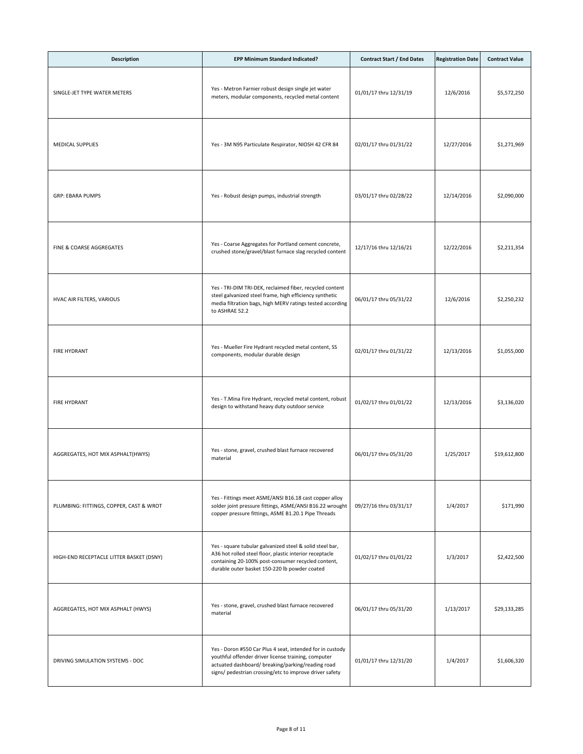| Description | EPP Minimum Standard Indicated? | Contract Start / End Dates | Registration Date | Contract Value |
|---|---|---|---|---|
| SINGLE-JET TYPE WATER METERS | Yes - Metron Farnier robust design single jet water meters, modular components, recycled metal content | 01/01/17 thru 12/31/19 | 12/6/2016 | $5,572,250 |
| MEDICAL SUPPLIES | Yes - 3M N95 Particulate Respirator, NIOSH 42 CFR 84 | 02/01/17 thru 01/31/22 | 12/27/2016 | $1,271,969 |
| GRP: EBARA PUMPS | Yes - Robust design pumps, industrial strength | 03/01/17 thru 02/28/22 | 12/14/2016 | $2,090,000 |
| FINE & COARSE AGGREGATES | Yes - Coarse Aggregates for Portland cement concrete, crushed stone/gravel/blast furnace slag recycled content | 12/17/16 thru 12/16/21 | 12/22/2016 | $2,211,354 |
| HVAC AIR FILTERS, VARIOUS | Yes - TRI-DIM TRI-DEK, reclaimed fiber, recycled content steel galvanized steel frame, high efficiency synthetic media filtration bags, high MERV ratings tested according to ASHRAE 52.2 | 06/01/17 thru 05/31/22 | 12/6/2016 | $2,250,232 |
| FIRE HYDRANT | Yes - Mueller Fire Hydrant recycled metal content, SS components, modular durable design | 02/01/17 thru 01/31/22 | 12/13/2016 | $1,055,000 |
| FIRE HYDRANT | Yes - T.Mina Fire Hydrant, recycled metal content, robust design to withstand heavy duty outdoor service | 01/02/17 thru 01/01/22 | 12/13/2016 | $3,136,020 |
| AGGREGATES, HOT MIX ASPHALT(HWYS) | Yes - stone, gravel, crushed blast furnace recovered material | 06/01/17 thru 05/31/20 | 1/25/2017 | $19,612,800 |
| PLUMBING: FITTINGS, COPPER, CAST & WROT | Yes - Fittings meet ASME/ANSI B16.18 cast copper alloy solder joint pressure fittings, ASME/ANSI B16.22 wrought copper pressure fittings, ASME B1.20.1 Pipe Threads | 09/27/16 thru 03/31/17 | 1/4/2017 | $171,990 |
| HIGH-END RECEPTACLE LITTER BASKET (DSNY) | Yes - square tubular galvanized steel & solid steel bar, A36 hot rolled steel floor, plastic interior receptacle containing 20-100% post-consumer recycled content, durable outer basket 150-220 lb powder coated | 01/02/17 thru 01/01/22 | 1/3/2017 | $2,422,500 |
| AGGREGATES, HOT MIX ASPHALT (HWYS) | Yes - stone, gravel, crushed blast furnace recovered material | 06/01/17 thru 05/31/20 | 1/13/2017 | $29,133,285 |
| DRIVING SIMULATION SYSTEMS - DOC | Yes - Doron #550 Car Plus 4 seat, intended for in custody youthful offender driver license training, computer actuated dashboard/ breaking/parking/reading road signs/ pedestrian crossing/etc to improve driver safety | 01/01/17 thru 12/31/20 | 1/4/2017 | $1,606,320 |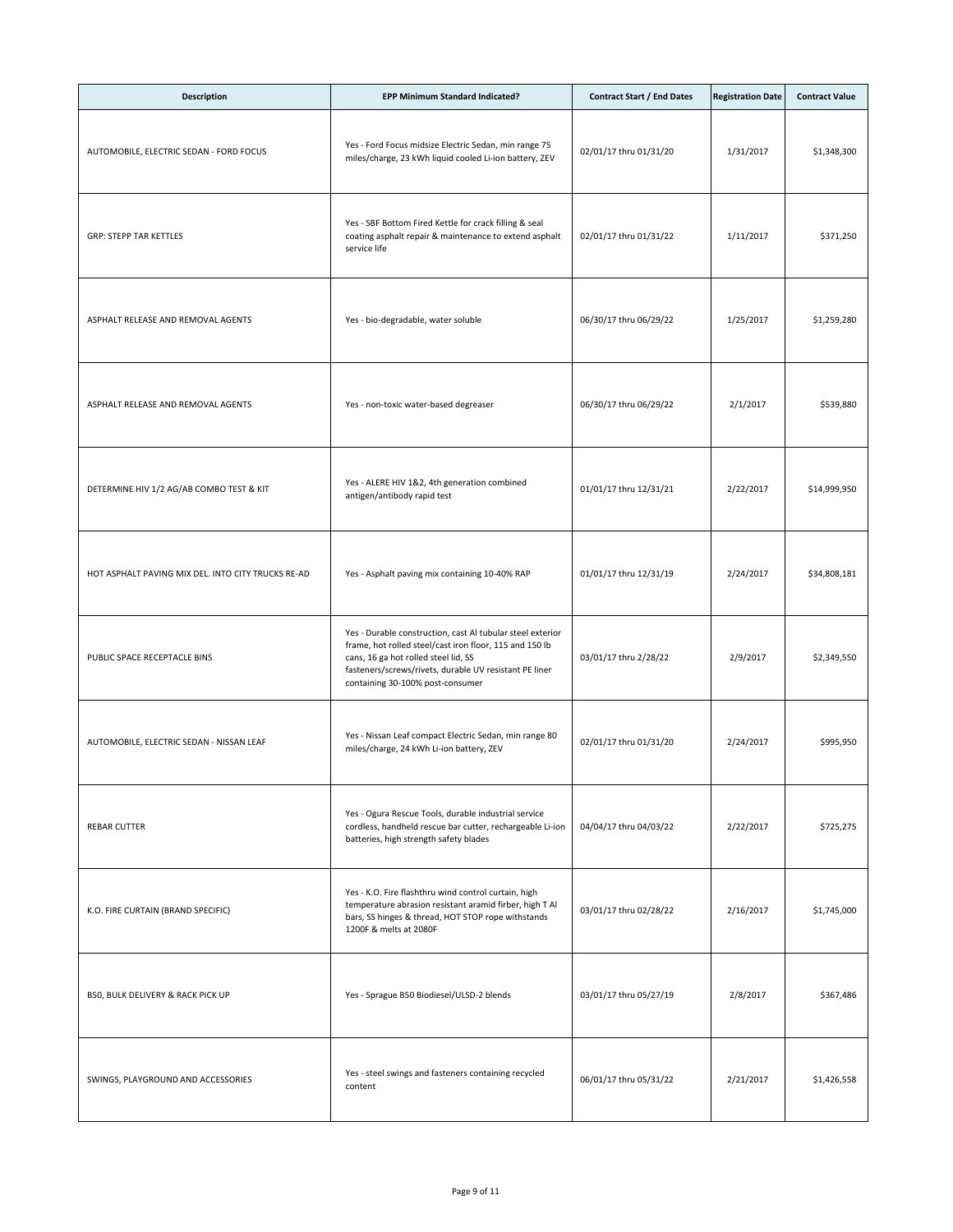| Description | EPP Minimum Standard Indicated? | Contract Start / End Dates | Registration Date | Contract Value |
|---|---|---|---|---|
| AUTOMOBILE, ELECTRIC SEDAN - FORD FOCUS | Yes - Ford Focus midsize Electric Sedan, min range 75 miles/charge, 23 kWh liquid cooled Li-ion battery, ZEV | 02/01/17 thru 01/31/20 | 1/31/2017 | $1,348,300 |
| GRP: STEPP TAR KETTLES | Yes - SBF Bottom Fired Kettle for crack filling & seal coating asphalt repair & maintenance to extend asphalt service life | 02/01/17 thru 01/31/22 | 1/11/2017 | $371,250 |
| ASPHALT RELEASE AND REMOVAL AGENTS | Yes - bio-degradable, water soluble | 06/30/17 thru 06/29/22 | 1/25/2017 | $1,259,280 |
| ASPHALT RELEASE AND REMOVAL AGENTS | Yes - non-toxic water-based degreaser | 06/30/17 thru 06/29/22 | 2/1/2017 | $539,880 |
| DETERMINE HIV 1/2 AG/AB COMBO TEST & KIT | Yes - ALERE HIV 1&2, 4th generation combined antigen/antibody rapid test | 01/01/17 thru 12/31/21 | 2/22/2017 | $14,999,950 |
| HOT ASPHALT PAVING MIX DEL. INTO CITY TRUCKS RE-AD | Yes - Asphalt paving mix containing 10-40% RAP | 01/01/17 thru 12/31/19 | 2/24/2017 | $34,808,181 |
| PUBLIC SPACE RECEPTACLE BINS | Yes - Durable construction, cast Al tubular steel exterior frame, hot rolled steel/cast iron floor, 115 and 150 lb cans, 16 ga hot rolled steel lid, SS fasteners/screws/rivets, durable UV resistant PE liner containing 30-100% post-consumer | 03/01/17 thru 2/28/22 | 2/9/2017 | $2,349,550 |
| AUTOMOBILE, ELECTRIC SEDAN - NISSAN LEAF | Yes - Nissan Leaf compact Electric Sedan, min range 80 miles/charge, 24 kWh Li-ion battery, ZEV | 02/01/17 thru 01/31/20 | 2/24/2017 | $995,950 |
| REBAR CUTTER | Yes - Ogura Rescue Tools, durable industrial service cordless, handheld rescue bar cutter, rechargeable Li-ion batteries, high strength safety blades | 04/04/17 thru 04/03/22 | 2/22/2017 | $725,275 |
| K.O. FIRE CURTAIN (BRAND SPECIFIC) | Yes - K.O. Fire flashthru wind control curtain, high temperature abrasion resistant aramid firber, high T Al bars, SS hinges & thread, HOT STOP rope withstands 1200F & melts at 2080F | 03/01/17 thru 02/28/22 | 2/16/2017 | $1,745,000 |
| B50, BULK DELIVERY & RACK PICK UP | Yes - Sprague B50 Biodiesel/ULSD-2 blends | 03/01/17 thru 05/27/19 | 2/8/2017 | $367,486 |
| SWINGS, PLAYGROUND AND ACCESSORIES | Yes - steel swings and fasteners containing recycled content | 06/01/17 thru 05/31/22 | 2/21/2017 | $1,426,558 |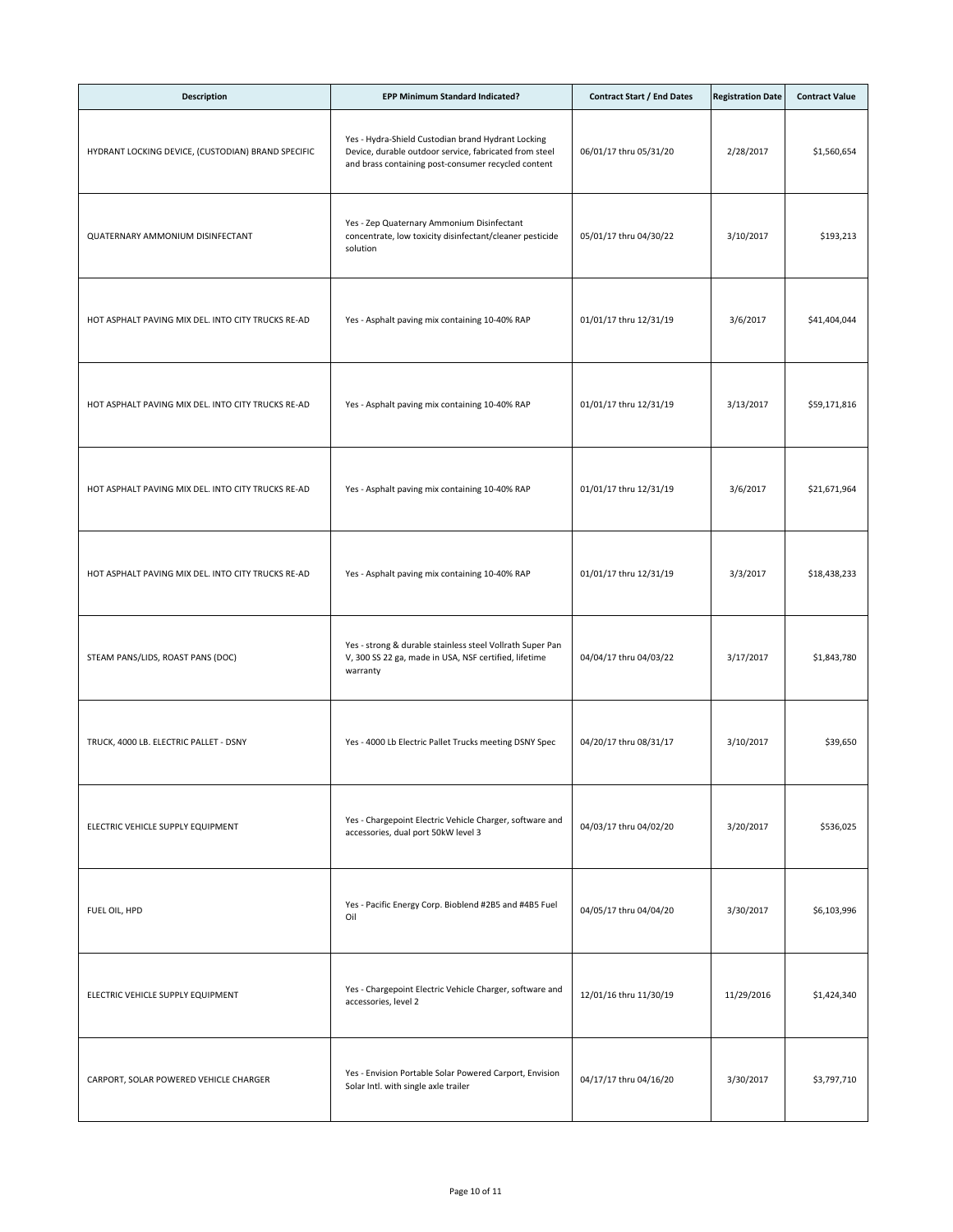| Description | EPP Minimum Standard Indicated? | Contract Start / End Dates | Registration Date | Contract Value |
|---|---|---|---|---|
| HYDRANT LOCKING DEVICE, (CUSTODIAN) BRAND SPECIFIC | Yes - Hydra-Shield Custodian brand Hydrant Locking Device, durable outdoor service, fabricated from steel and brass containing post-consumer recycled content | 06/01/17 thru 05/31/20 | 2/28/2017 | $1,560,654 |
| QUATERNARY AMMONIUM DISINFECTANT | Yes - Zep Quaternary Ammonium Disinfectant concentrate, low toxicity disinfectant/cleaner pesticide solution | 05/01/17 thru 04/30/22 | 3/10/2017 | $193,213 |
| HOT ASPHALT PAVING MIX DEL. INTO CITY TRUCKS RE-AD | Yes - Asphalt paving mix containing 10-40% RAP | 01/01/17 thru 12/31/19 | 3/6/2017 | $41,404,044 |
| HOT ASPHALT PAVING MIX DEL. INTO CITY TRUCKS RE-AD | Yes - Asphalt paving mix containing 10-40% RAP | 01/01/17 thru 12/31/19 | 3/13/2017 | $59,171,816 |
| HOT ASPHALT PAVING MIX DEL. INTO CITY TRUCKS RE-AD | Yes - Asphalt paving mix containing 10-40% RAP | 01/01/17 thru 12/31/19 | 3/6/2017 | $21,671,964 |
| HOT ASPHALT PAVING MIX DEL. INTO CITY TRUCKS RE-AD | Yes - Asphalt paving mix containing 10-40% RAP | 01/01/17 thru 12/31/19 | 3/3/2017 | $18,438,233 |
| STEAM PANS/LIDS, ROAST PANS (DOC) | Yes - strong & durable stainless steel Vollrath Super Pan V, 300 SS 22 ga, made in USA, NSF certified, lifetime warranty | 04/04/17 thru 04/03/22 | 3/17/2017 | $1,843,780 |
| TRUCK, 4000 LB. ELECTRIC PALLET - DSNY | Yes - 4000 Lb Electric Pallet Trucks meeting DSNY Spec | 04/20/17 thru 08/31/17 | 3/10/2017 | $39,650 |
| ELECTRIC VEHICLE SUPPLY EQUIPMENT | Yes - Chargepoint Electric Vehicle Charger, software and accessories, dual port 50kW level 3 | 04/03/17 thru 04/02/20 | 3/20/2017 | $536,025 |
| FUEL OIL, HPD | Yes - Pacific Energy Corp. Bioblend #2B5 and #4B5 Fuel Oil | 04/05/17 thru 04/04/20 | 3/30/2017 | $6,103,996 |
| ELECTRIC VEHICLE SUPPLY EQUIPMENT | Yes - Chargepoint Electric Vehicle Charger, software and accessories, level 2 | 12/01/16 thru 11/30/19 | 11/29/2016 | $1,424,340 |
| CARPORT, SOLAR POWERED VEHICLE CHARGER | Yes - Envision Portable Solar Powered Carport, Envision Solar Intl. with single axle trailer | 04/17/17 thru 04/16/20 | 3/30/2017 | $3,797,710 |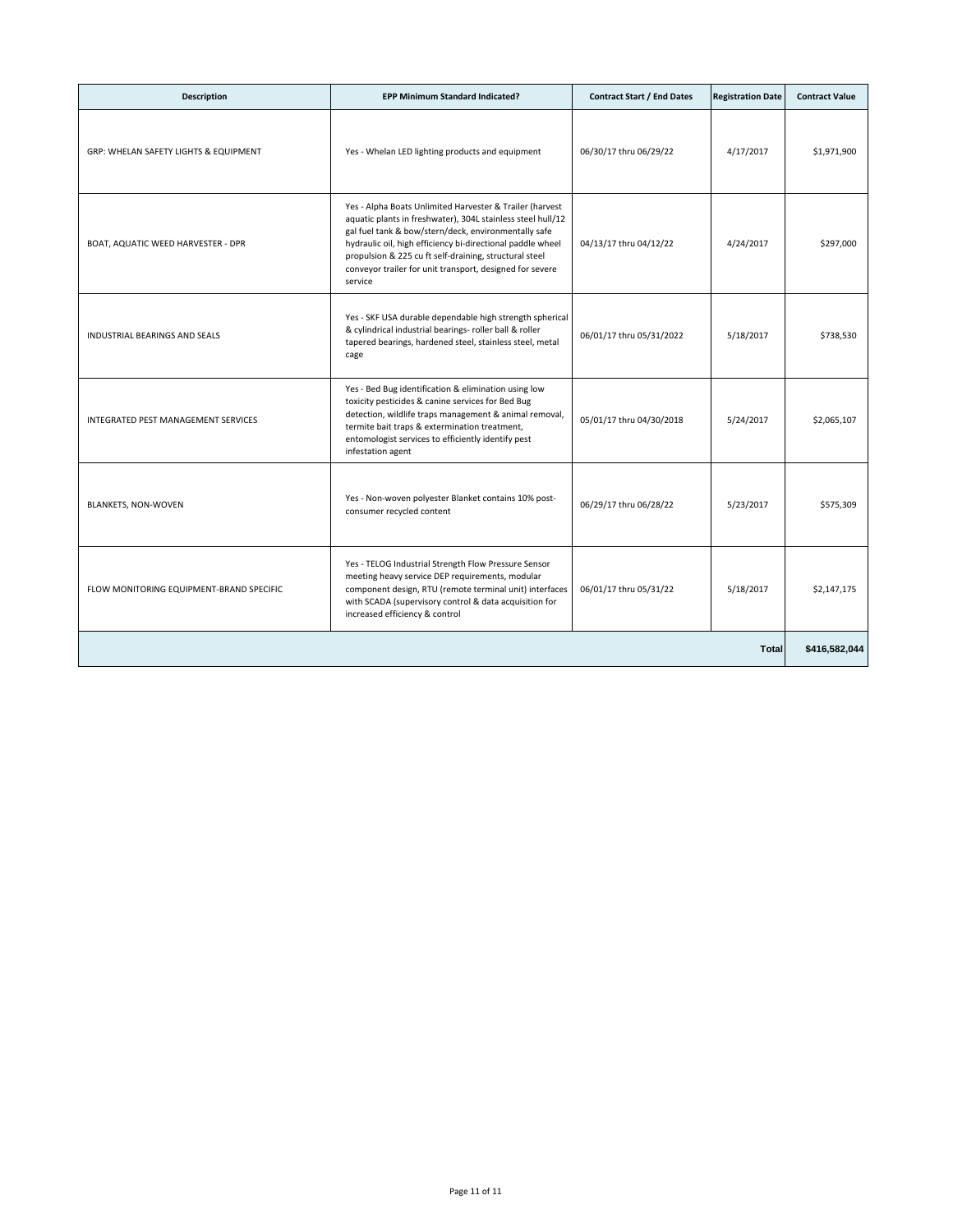| Description | EPP Minimum Standard Indicated? | Contract Start / End Dates | Registration Date | Contract Value |
|---|---|---|---|---|
| GRP: WHELAN SAFETY LIGHTS & EQUIPMENT | Yes - Whelan LED lighting products and equipment | 06/30/17 thru 06/29/22 | 4/17/2017 | $1,971,900 |
| BOAT, AQUATIC WEED HARVESTER - DPR | Yes - Alpha Boats Unlimited Harvester & Trailer (harvest aquatic plants in freshwater), 304L stainless steel hull/12 gal fuel tank & bow/stern/deck, environmentally safe hydraulic oil, high efficiency bi-directional paddle wheel propulsion & 225 cu ft self-draining, structural steel conveyor trailer for unit transport, designed for severe service | 04/13/17 thru 04/12/22 | 4/24/2017 | $297,000 |
| INDUSTRIAL BEARINGS AND SEALS | Yes - SKF USA durable dependable high strength spherical & cylindrical industrial bearings- roller ball & roller tapered bearings, hardened steel, stainless steel, metal cage | 06/01/17 thru 05/31/2022 | 5/18/2017 | $738,530 |
| INTEGRATED PEST MANAGEMENT SERVICES | Yes - Bed Bug identification & elimination using low toxicity pesticides & canine services for Bed Bug detection, wildlife traps management & animal removal, termite bait traps & extermination treatment, entomologist services to efficiently identify pest infestation agent | 05/01/17 thru 04/30/2018 | 5/24/2017 | $2,065,107 |
| BLANKETS, NON-WOVEN | Yes - Non-woven polyester Blanket contains 10% post-consumer recycled content | 06/29/17 thru 06/28/22 | 5/23/2017 | $575,309 |
| FLOW MONITORING EQUIPMENT-BRAND SPECIFIC | Yes - TELOG Industrial Strength Flow Pressure Sensor meeting heavy service DEP requirements, modular component design, RTU (remote terminal unit) interfaces with SCADA (supervisory control & data acquisition for increased efficiency & control | 06/01/17 thru 05/31/22 | 5/18/2017 | $2,147,175 |
| | | | **Total** | **$416,582,044** |